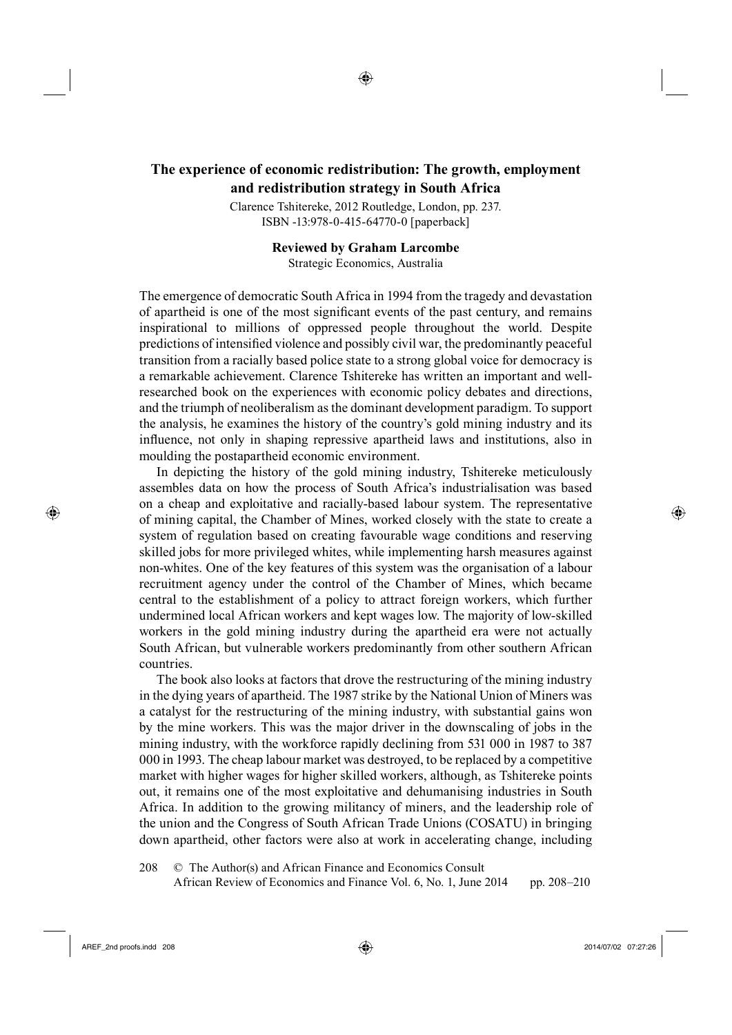# The experience of economic redistribution: The growth, employment and redistribution strategy in South Africa

Clarence Tshitereke, 2012 Routledge, London, pp. 237.
ISBN -13:978-0-415-64770-0 [paperback]

**Reviewed by Graham Larcombe**
Strategic Economics, Australia

The emergence of democratic South Africa in 1994 from the tragedy and devastation of apartheid is one of the most significant events of the past century, and remains inspirational to millions of oppressed people throughout the world. Despite predictions of intensified violence and possibly civil war, the predominantly peaceful transition from a racially based police state to a strong global voice for democracy is a remarkable achievement. Clarence Tshitereke has written an important and well-researched book on the experiences with economic policy debates and directions, and the triumph of neoliberalism as the dominant development paradigm. To support the analysis, he examines the history of the country's gold mining industry and its influence, not only in shaping repressive apartheid laws and institutions, also in moulding the postapartheid economic environment.

In depicting the history of the gold mining industry, Tshitereke meticulously assembles data on how the process of South Africa's industrialisation was based on a cheap and exploitative and racially-based labour system. The representative of mining capital, the Chamber of Mines, worked closely with the state to create a system of regulation based on creating favourable wage conditions and reserving skilled jobs for more privileged whites, while implementing harsh measures against non-whites. One of the key features of this system was the organisation of a labour recruitment agency under the control of the Chamber of Mines, which became central to the establishment of a policy to attract foreign workers, which further undermined local African workers and kept wages low. The majority of low-skilled workers in the gold mining industry during the apartheid era were not actually South African, but vulnerable workers predominantly from other southern African countries.

The book also looks at factors that drove the restructuring of the mining industry in the dying years of apartheid. The 1987 strike by the National Union of Miners was a catalyst for the restructuring of the mining industry, with substantial gains won by the mine workers. This was the major driver in the downscaling of jobs in the mining industry, with the workforce rapidly declining from 531 000 in 1987 to 387 000 in 1993. The cheap labour market was destroyed, to be replaced by a competitive market with higher wages for higher skilled workers, although, as Tshitereke points out, it remains one of the most exploitative and dehumanising industries in South Africa. In addition to the growing militancy of miners, and the leadership role of the union and the Congress of South African Trade Unions (COSATU) in bringing down apartheid, other factors were also at work in accelerating change, including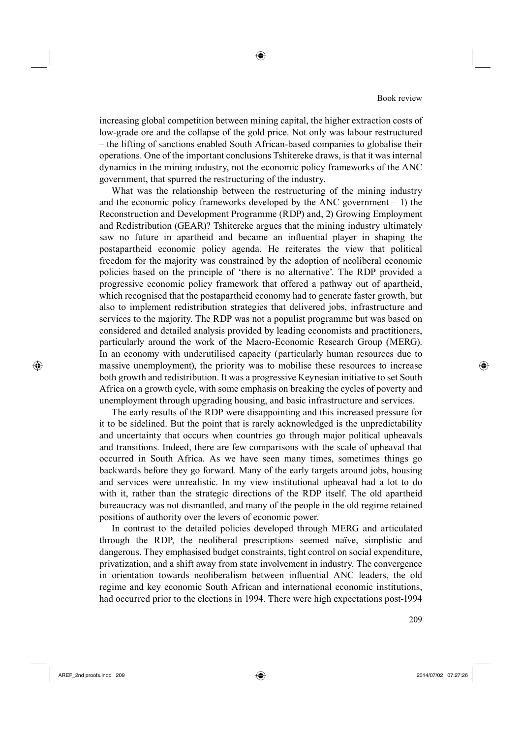increasing global competition between mining capital, the higher extraction costs of low-grade ore and the collapse of the gold price. Not only was labour restructured – the lifting of sanctions enabled South African-based companies to globalise their operations. One of the important conclusions Tshitereke draws, is that it was internal dynamics in the mining industry, not the economic policy frameworks of the ANC government, that spurred the restructuring of the industry.

What was the relationship between the restructuring of the mining industry and the economic policy frameworks developed by the ANC government – 1) the Reconstruction and Development Programme (RDP) and, 2) Growing Employment and Redistribution (GEAR)? Tshitereke argues that the mining industry ultimately saw no future in apartheid and became an influential player in shaping the postapartheid economic policy agenda. He reiterates the view that political freedom for the majority was constrained by the adoption of neoliberal economic policies based on the principle of 'there is no alternative'. The RDP provided a progressive economic policy framework that offered a pathway out of apartheid, which recognised that the postapartheid economy had to generate faster growth, but also to implement redistribution strategies that delivered jobs, infrastructure and services to the majority. The RDP was not a populist programme but was based on considered and detailed analysis provided by leading economists and practitioners, particularly around the work of the Macro-Economic Research Group (MERG). In an economy with underutilised capacity (particularly human resources due to massive unemployment), the priority was to mobilise these resources to increase both growth and redistribution. It was a progressive Keynesian initiative to set South Africa on a growth cycle, with some emphasis on breaking the cycles of poverty and unemployment through upgrading housing, and basic infrastructure and services.

The early results of the RDP were disappointing and this increased pressure for it to be sidelined. But the point that is rarely acknowledged is the unpredictability and uncertainty that occurs when countries go through major political upheavals and transitions. Indeed, there are few comparisons with the scale of upheaval that occurred in South Africa. As we have seen many times, sometimes things go backwards before they go forward. Many of the early targets around jobs, housing and services were unrealistic. In my view institutional upheaval had a lot to do with it, rather than the strategic directions of the RDP itself. The old apartheid bureaucracy was not dismantled, and many of the people in the old regime retained positions of authority over the levers of economic power.

In contrast to the detailed policies developed through MERG and articulated through the RDP, the neoliberal prescriptions seemed naïve, simplistic and dangerous. They emphasised budget constraints, tight control on social expenditure, privatization, and a shift away from state involvement in industry. The convergence in orientation towards neoliberalism between influential ANC leaders, the old regime and key economic South African and international economic institutions, had occurred prior to the elections in 1994. There were high expectations post-1994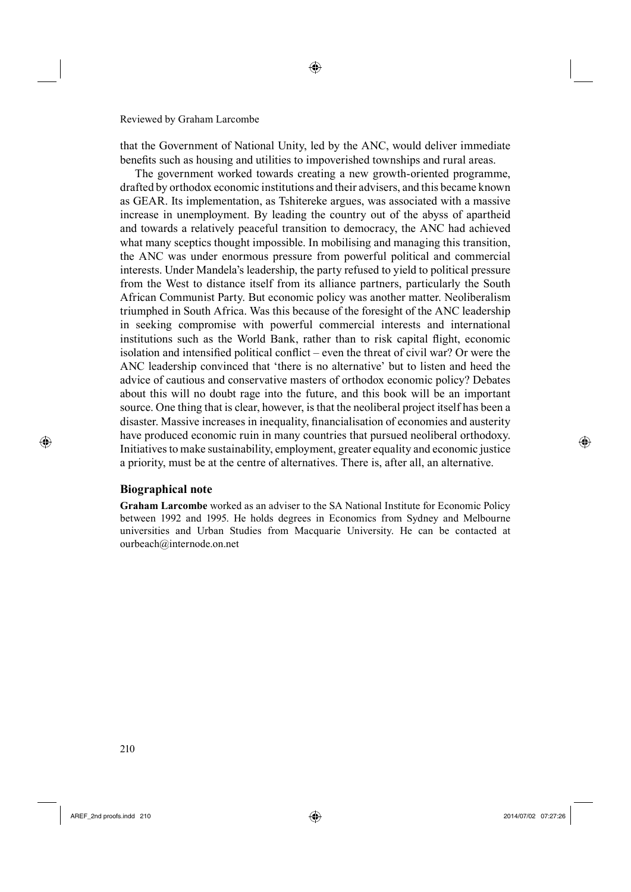that the Government of National Unity, led by the ANC, would deliver immediate benefits such as housing and utilities to impoverished townships and rural areas.

The government worked towards creating a new growth-oriented programme, drafted by orthodox economic institutions and their advisers, and this became known as GEAR. Its implementation, as Tshitereke argues, was associated with a massive increase in unemployment. By leading the country out of the abyss of apartheid and towards a relatively peaceful transition to democracy, the ANC had achieved what many sceptics thought impossible. In mobilising and managing this transition, the ANC was under enormous pressure from powerful political and commercial interests. Under Mandela's leadership, the party refused to yield to political pressure from the West to distance itself from its alliance partners, particularly the South African Communist Party. But economic policy was another matter. Neoliberalism triumphed in South Africa. Was this because of the foresight of the ANC leadership in seeking compromise with powerful commercial interests and international institutions such as the World Bank, rather than to risk capital flight, economic isolation and intensified political conflict – even the threat of civil war? Or were the ANC leadership convinced that 'there is no alternative' but to listen and heed the advice of cautious and conservative masters of orthodox economic policy? Debates about this will no doubt rage into the future, and this book will be an important source. One thing that is clear, however, is that the neoliberal project itself has been a disaster. Massive increases in inequality, financialisation of economies and austerity have produced economic ruin in many countries that pursued neoliberal orthodoxy. Initiatives to make sustainability, employment, greater equality and economic justice a priority, must be at the centre of alternatives. There is, after all, an alternative.

## Biographical note

**Graham Larcombe** worked as an adviser to the SA National Institute for Economic Policy between 1992 and 1995. He holds degrees in Economics from Sydney and Melbourne universities and Urban Studies from Macquarie University. He can be contacted at ourbeach@internode.on.net